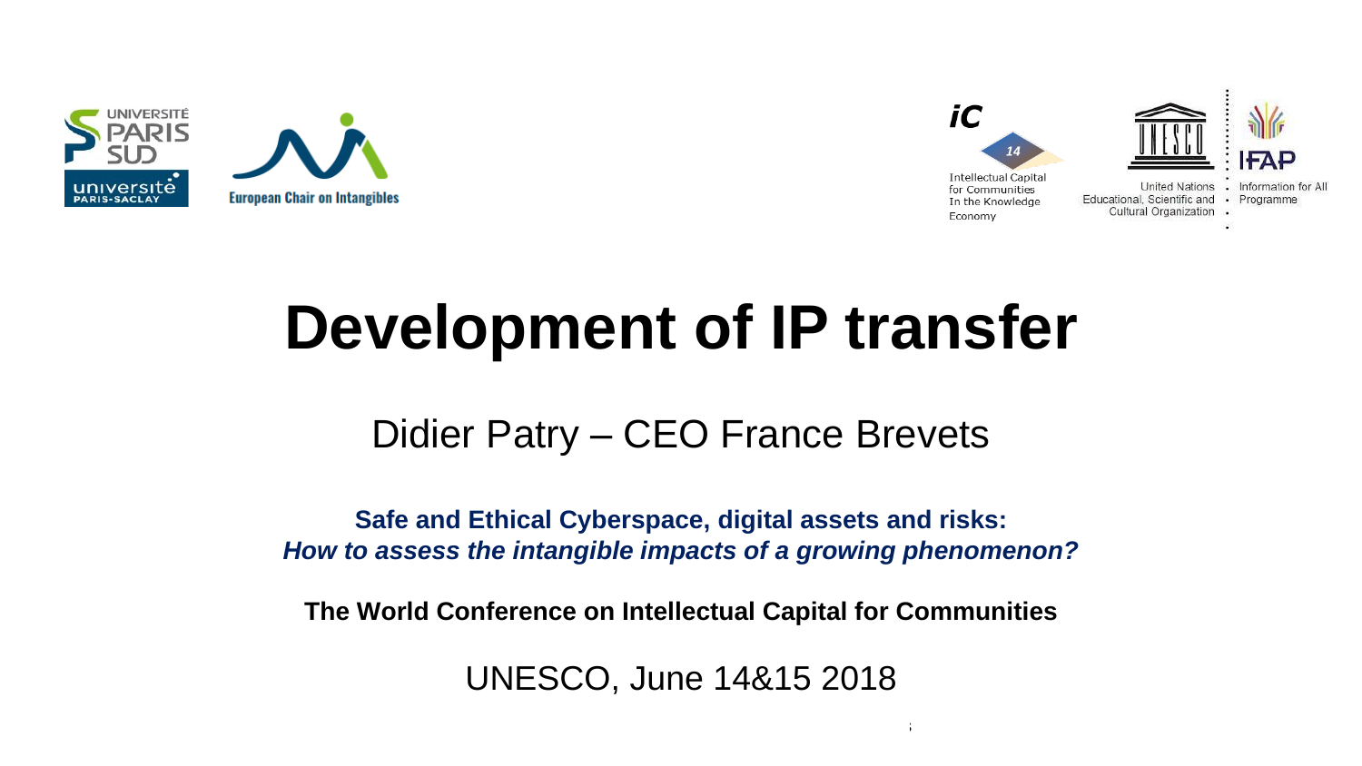# Development of IP transfer

Didier Patry – CEO France Brevets

**Safe and Ethical Cyberspace, digital assets and risks:**
***How to assess the intangible impacts of a growing phenomenon?***

**The World Conference on Intellectual Capital for Communities**

UNESCO, June 14&15 2018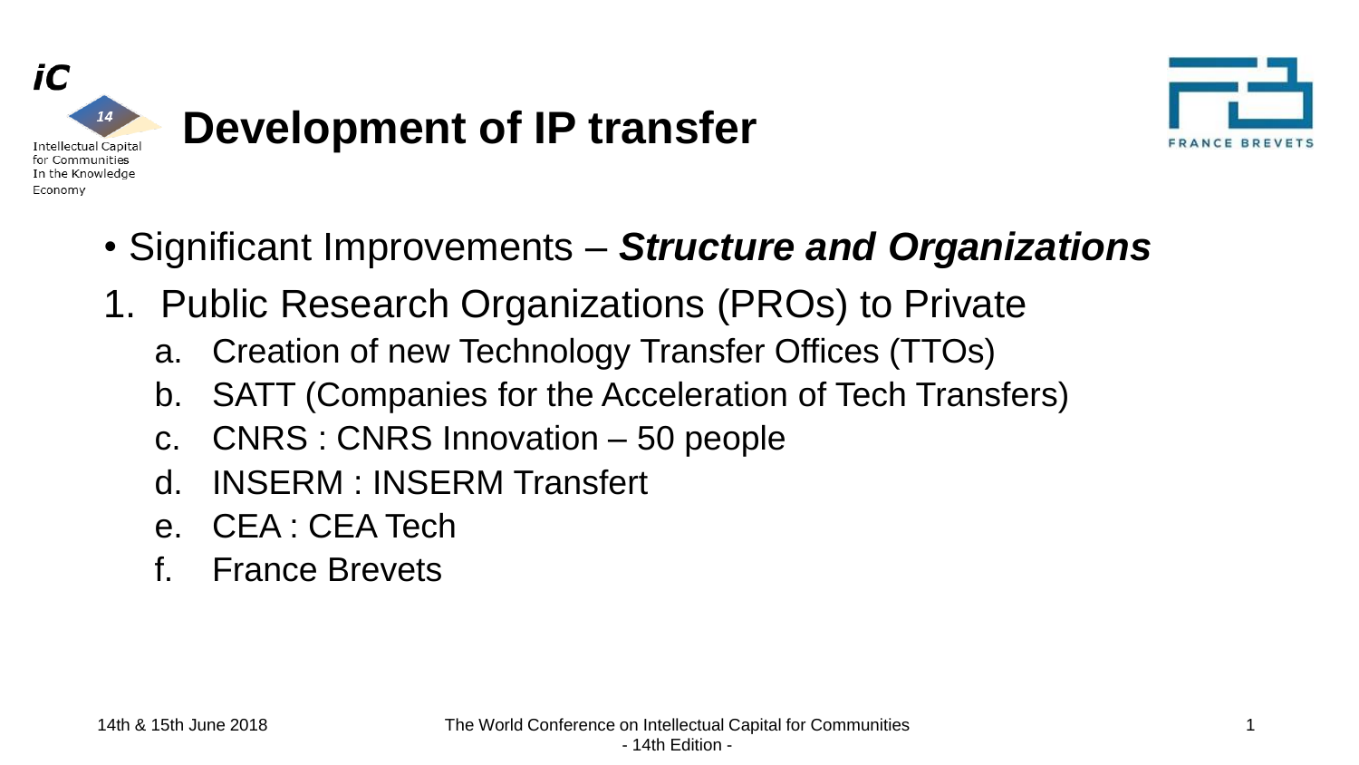# Development of IP transfer

- Significant Improvements – ***Structure and Organizations***

1. Public Research Organizations (PROs) to Private
   a. Creation of new Technology Transfer Offices (TTOs)
   b. SATT (Companies for the Acceleration of Tech Transfers)
   c. CNRS : CNRS Innovation – 50 people
   d. INSERM : INSERM Transfert
   e. CEA : CEA Tech
   f. France Brevets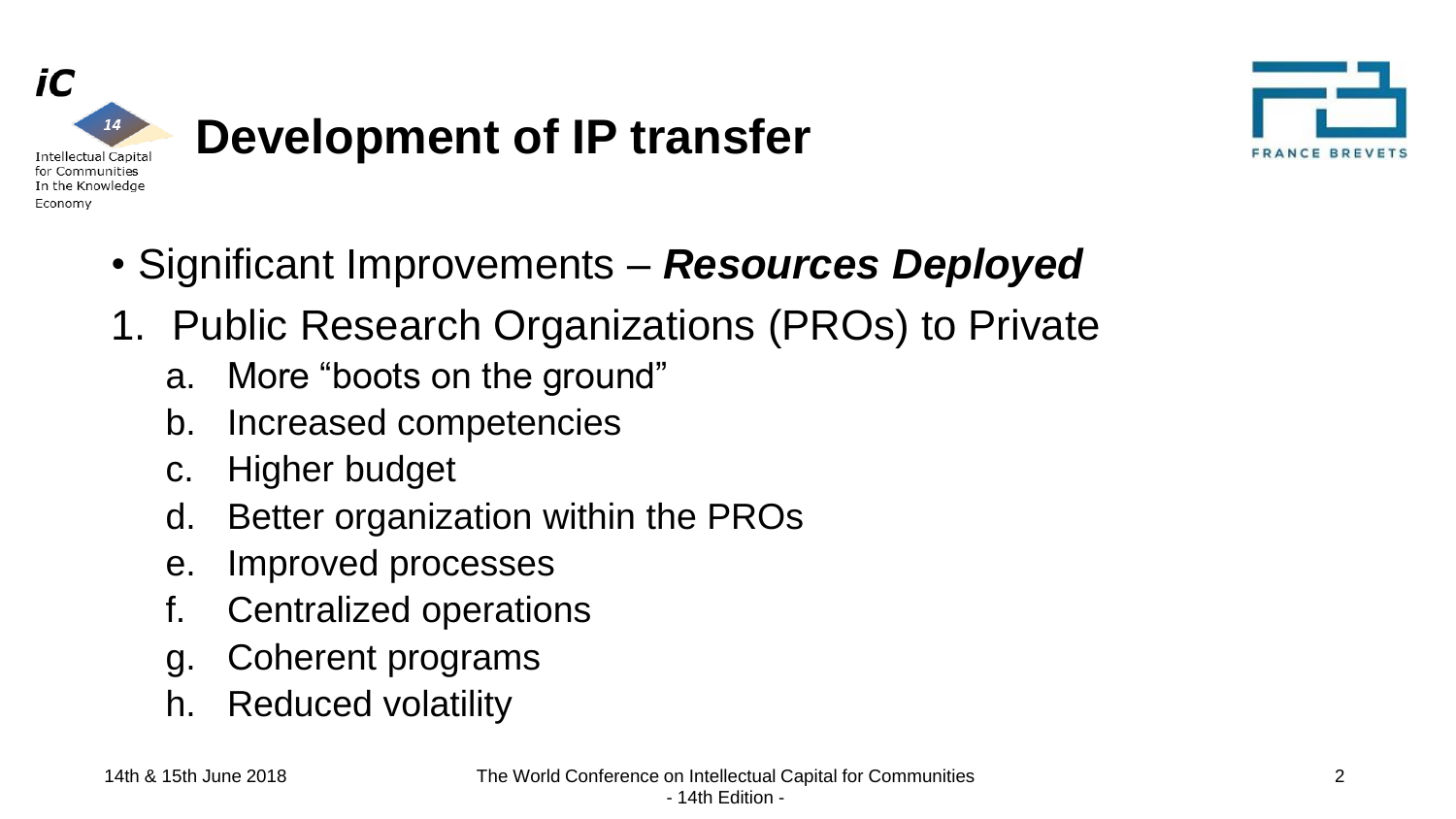# Development of IP transfer

- Significant Improvements – ***Resources Deployed***

1. Public Research Organizations (PROs) to Private
   a. More “boots on the ground”
   b. Increased competencies
   c. Higher budget
   d. Better organization within the PROs
   e. Improved processes
   f. Centralized operations
   g. Coherent programs
   h. Reduced volatility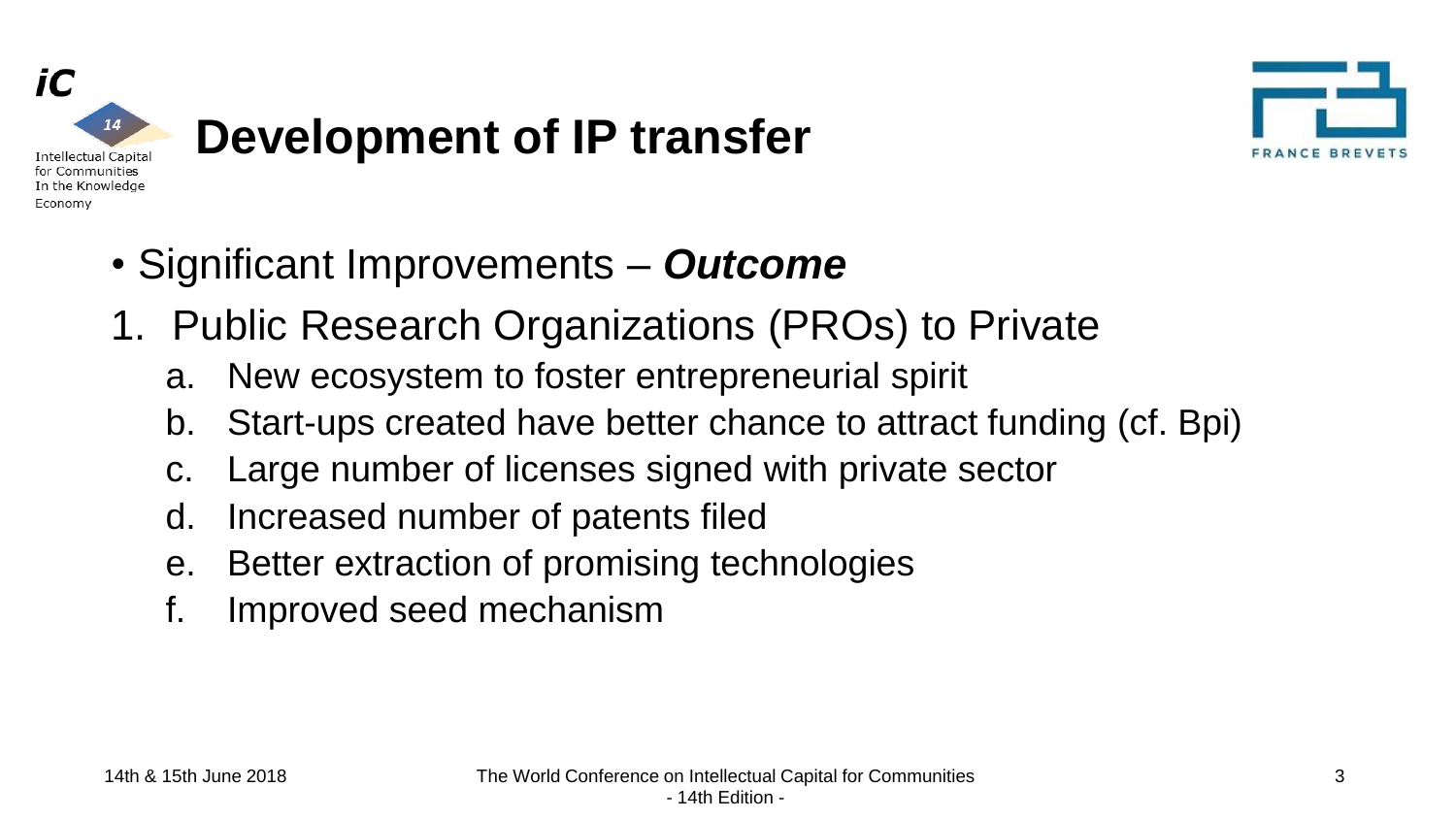# Development of IP transfer

- Significant Improvements – ***Outcome***

1. Public Research Organizations (PROs) to Private
   a. New ecosystem to foster entrepreneurial spirit
   b. Start-ups created have better chance to attract funding (cf. Bpi)
   c. Large number of licenses signed with private sector
   d. Increased number of patents filed
   e. Better extraction of promising technologies
   f. Improved seed mechanism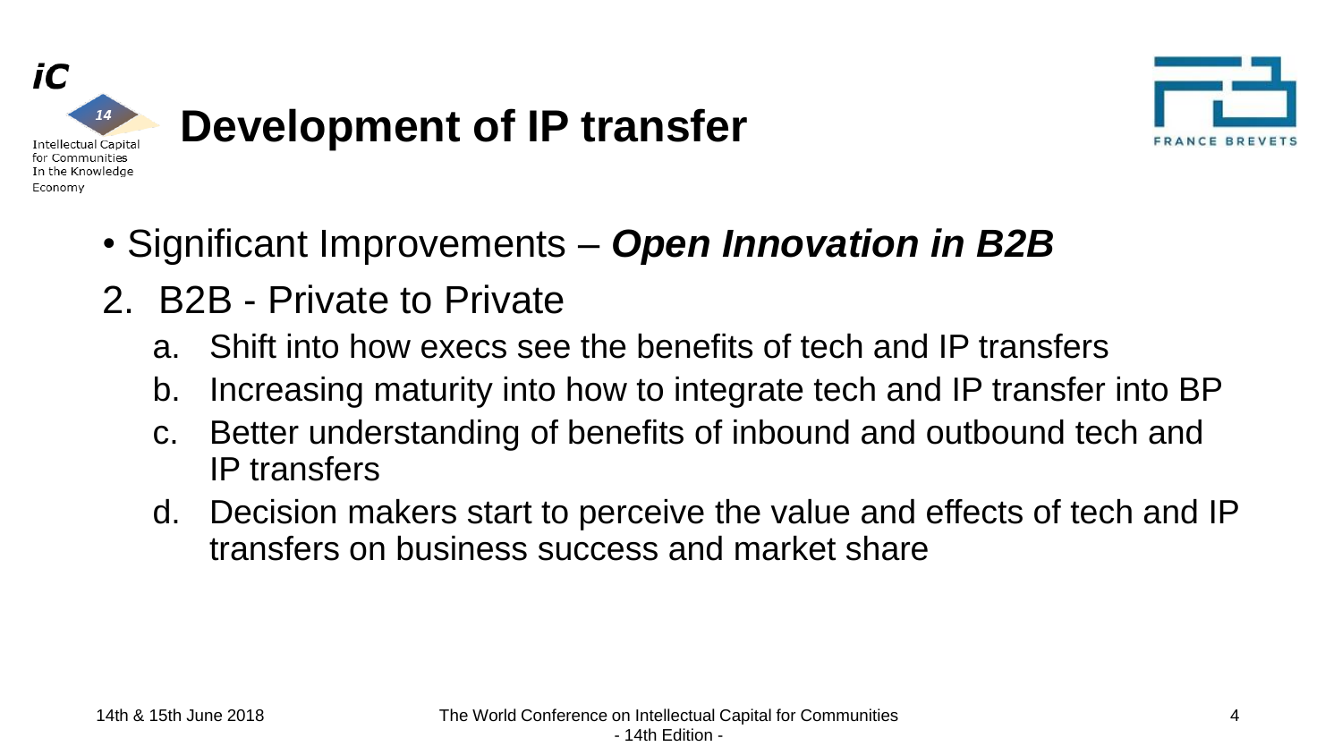# Development of IP transfer

- Significant Improvements – ***Open Innovation in B2B***

2. B2B - Private to Private
   a. Shift into how execs see the benefits of tech and IP transfers
   b. Increasing maturity into how to integrate tech and IP transfer into BP
   c. Better understanding of benefits of inbound and outbound tech and IP transfers
   d. Decision makers start to perceive the value and effects of tech and IP transfers on business success and market share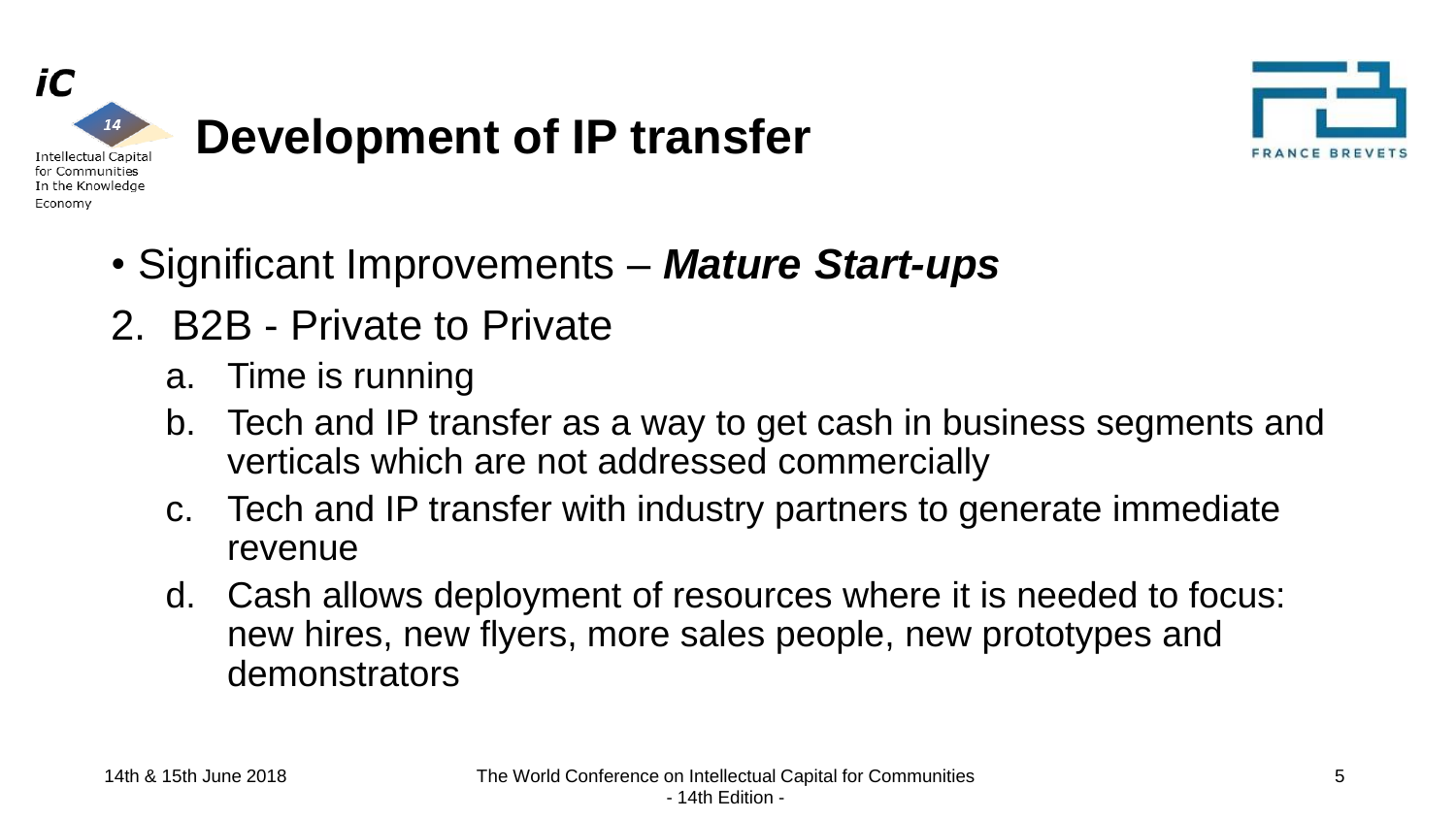# Development of IP transfer

- Significant Improvements – ***Mature Start-ups***

2. B2B - Private to Private
   a. Time is running
   b. Tech and IP transfer as a way to get cash in business segments and verticals which are not addressed commercially
   c. Tech and IP transfer with industry partners to generate immediate revenue
   d. Cash allows deployment of resources where it is needed to focus: new hires, new flyers, more sales people, new prototypes and demonstrators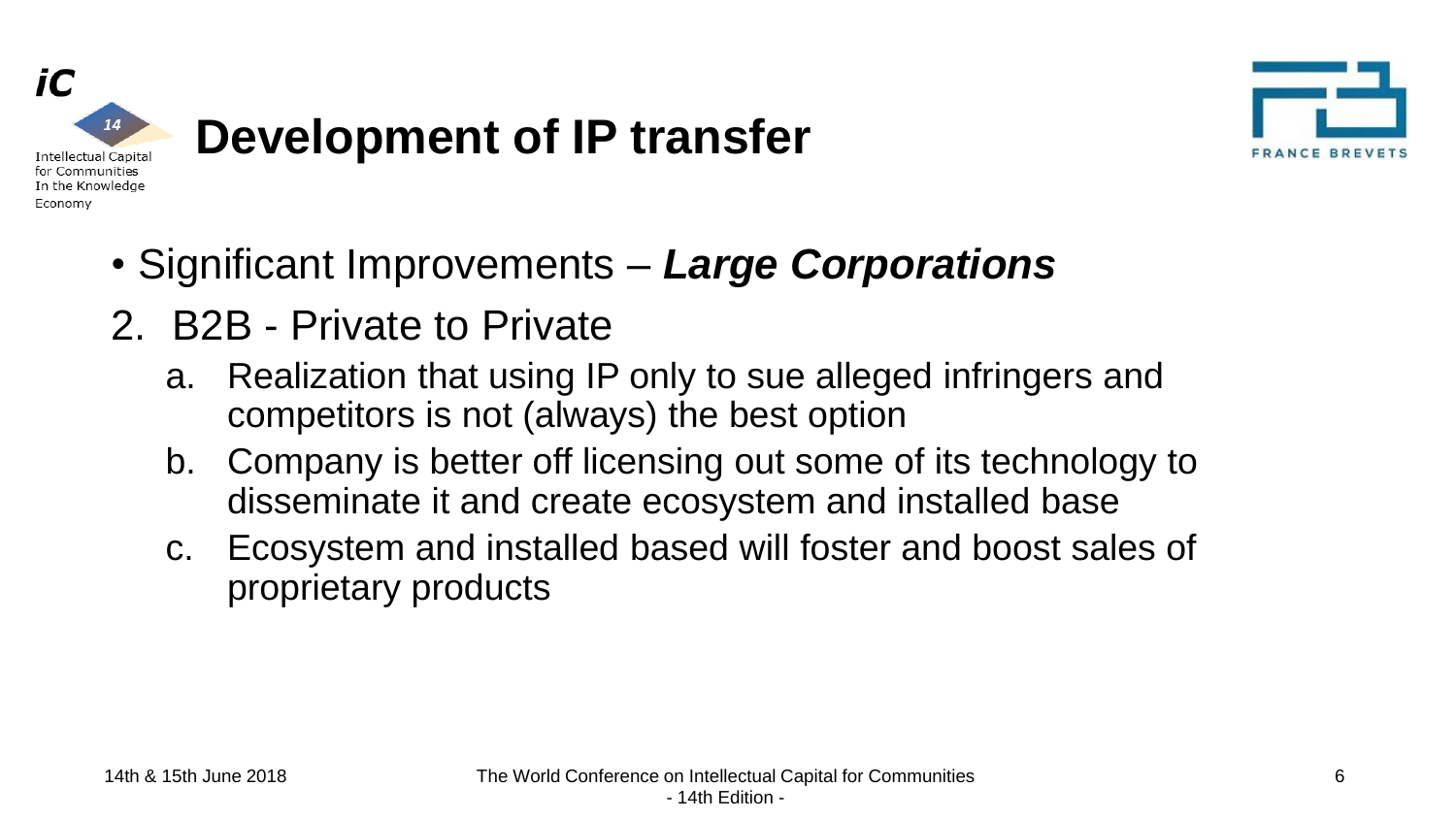# Development of IP transfer

- Significant Improvements – ***Large Corporations***

2. B2B - Private to Private
   a. Realization that using IP only to sue alleged infringers and competitors is not (always) the best option
   b. Company is better off licensing out some of its technology to disseminate it and create ecosystem and installed base
   c. Ecosystem and installed based will foster and boost sales of proprietary products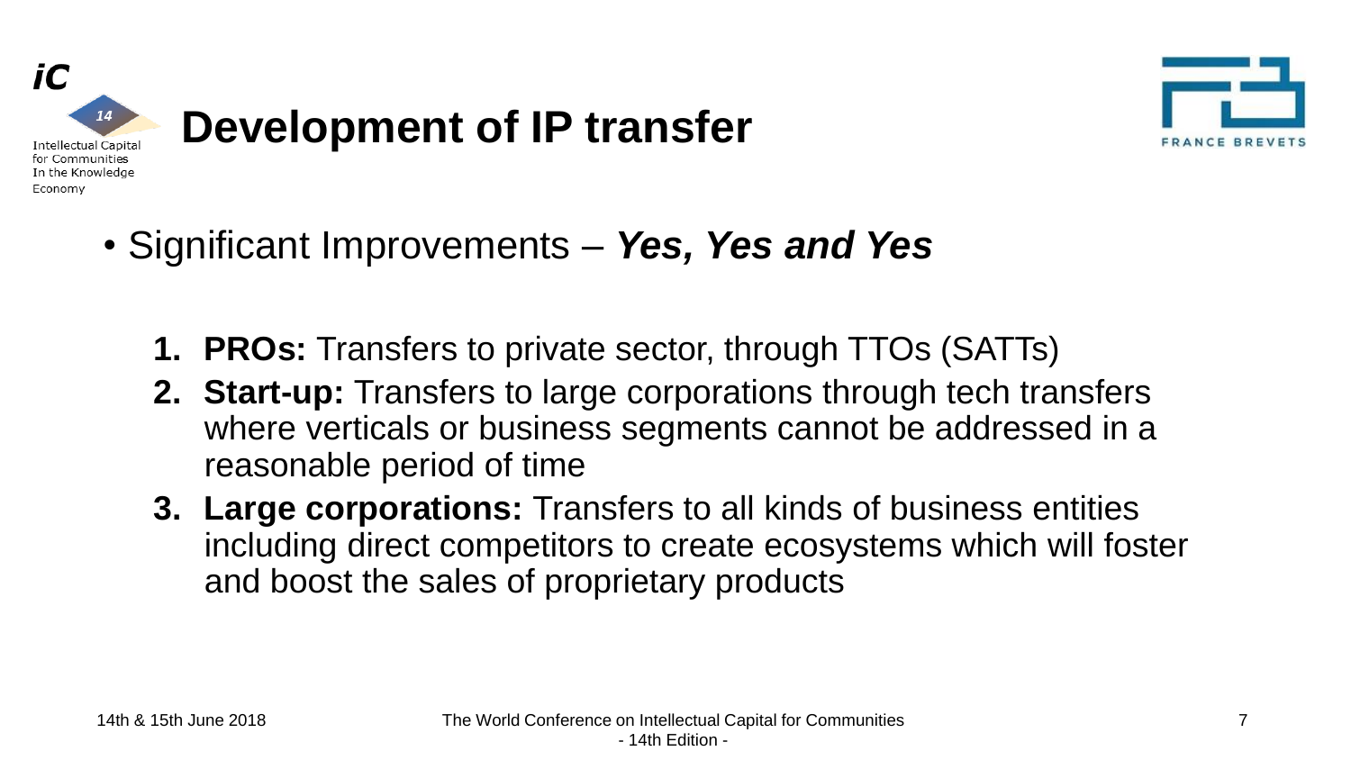# Development of IP transfer

- Significant Improvements – ***Yes, Yes and Yes***

1. **PROs:** Transfers to private sector, through TTOs (SATTs)
2. **Start-up:** Transfers to large corporations through tech transfers where verticals or business segments cannot be addressed in a reasonable period of time
3. **Large corporations:** Transfers to all kinds of business entities including direct competitors to create ecosystems which will foster and boost the sales of proprietary products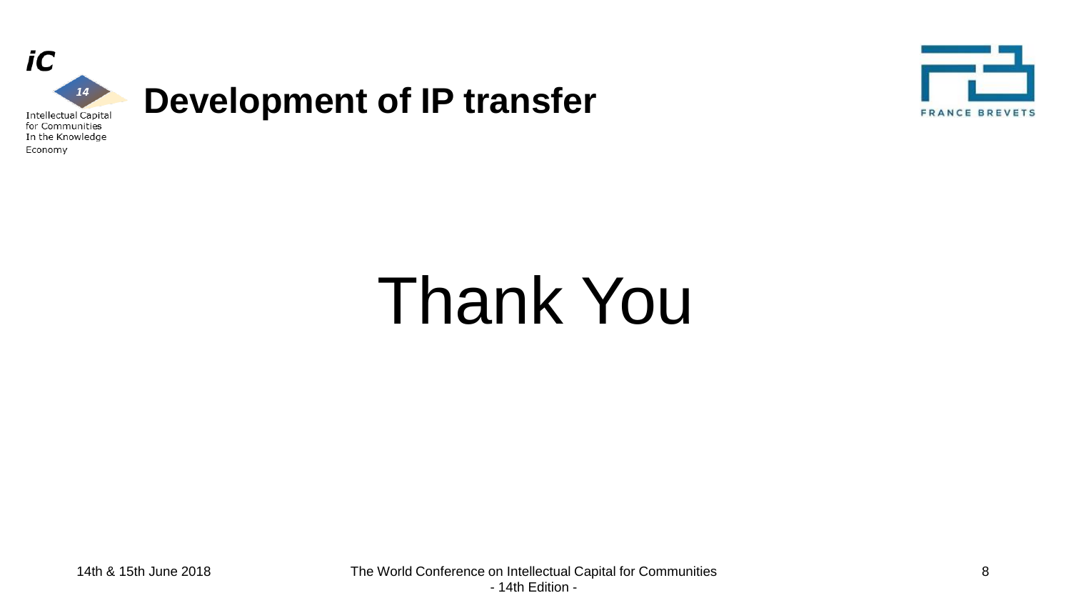# Development of IP transfer

Thank You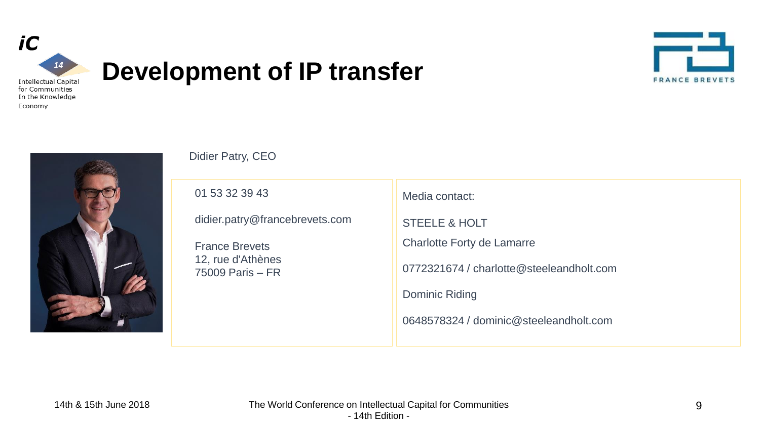# Development of IP transfer

Didier Patry, CEO

01 53 32 39 43

didier.patry@francebrevets.com

France Brevets
12, rue d'Athènes
75009 Paris – FR

Media contact:

STEELE & HOLT

Charlotte Forty de Lamarre

0772321674 / charlotte@steeleandholt.com

Dominic Riding

0648578324 / dominic@steeleandholt.com